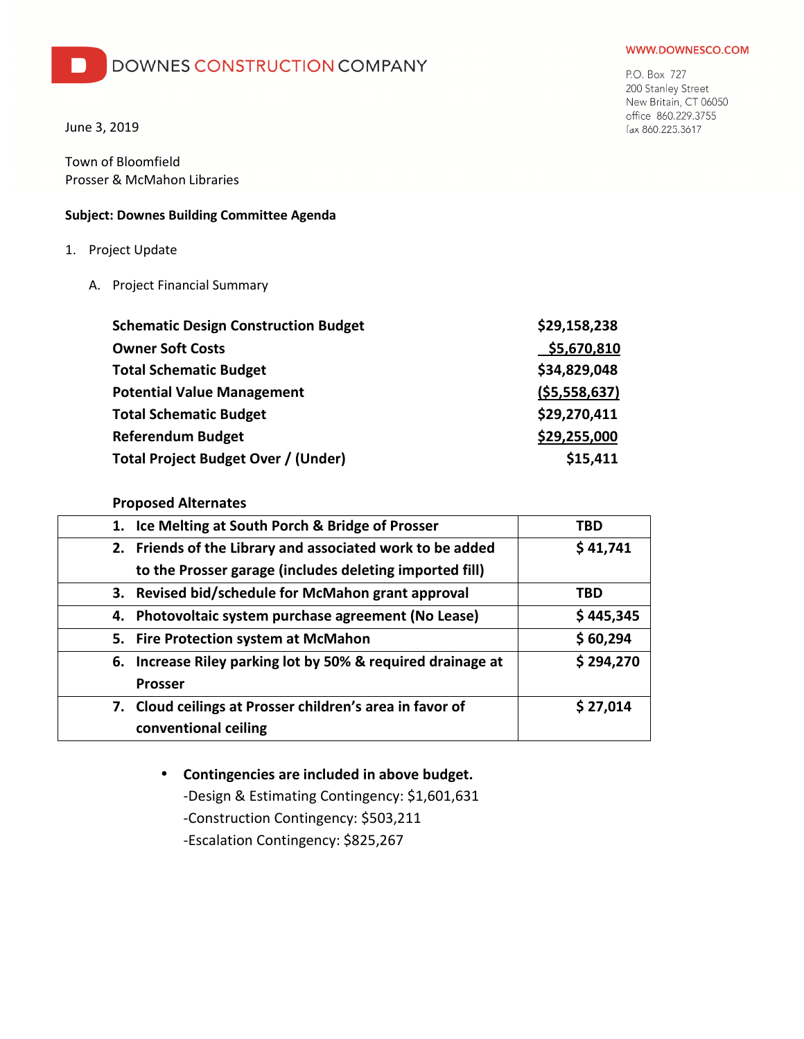# DOWNES CONSTRUCTION COMPANY

WWW.DOWNESCO.COM

P.O. Box 727
200 Stanley Street
New Britain, CT 06050
office 860.229.3755
fax 860.225.3617

June 3, 2019

Town of Bloomfield
Prosser & McMahon Libraries

**Subject: Downes Building Committee Agenda**

1. Project Update

   A. Project Financial Summary

| | |
|---|---|
| **Schematic Design Construction Budget** | **$29,158,238** |
| **Owner Soft Costs** | **$5,670,810** |
| **Total Schematic Budget** | **$34,829,048** |
| **Potential Value Management** | **($5,558,637)** |
| **Total Schematic Budget** | **$29,270,411** |
| **Referendum Budget** | **$29,255,000** |
| **Total Project Budget Over / (Under)** | **$15,411** |

**Proposed Alternates**

| | |
|---|---|
| **1. Ice Melting at South Porch & Bridge of Prosser** | **TBD** |
| **2. Friends of the Library and associated work to be added to the Prosser garage (includes deleting imported fill)** | **$ 41,741** |
| **3. Revised bid/schedule for McMahon grant approval** | **TBD** |
| **4. Photovoltaic system purchase agreement (No Lease)** | **$ 445,345** |
| **5. Fire Protection system at McMahon** | **$ 60,294** |
| **6. Increase Riley parking lot by 50% & required drainage at Prosser** | **$ 294,270** |
| **7. Cloud ceilings at Prosser children's area in favor of conventional ceiling** | **$ 27,014** |

- **Contingencies are included in above budget.**
  -Design & Estimating Contingency: $1,601,631
  -Construction Contingency: $503,211
  -Escalation Contingency: $825,267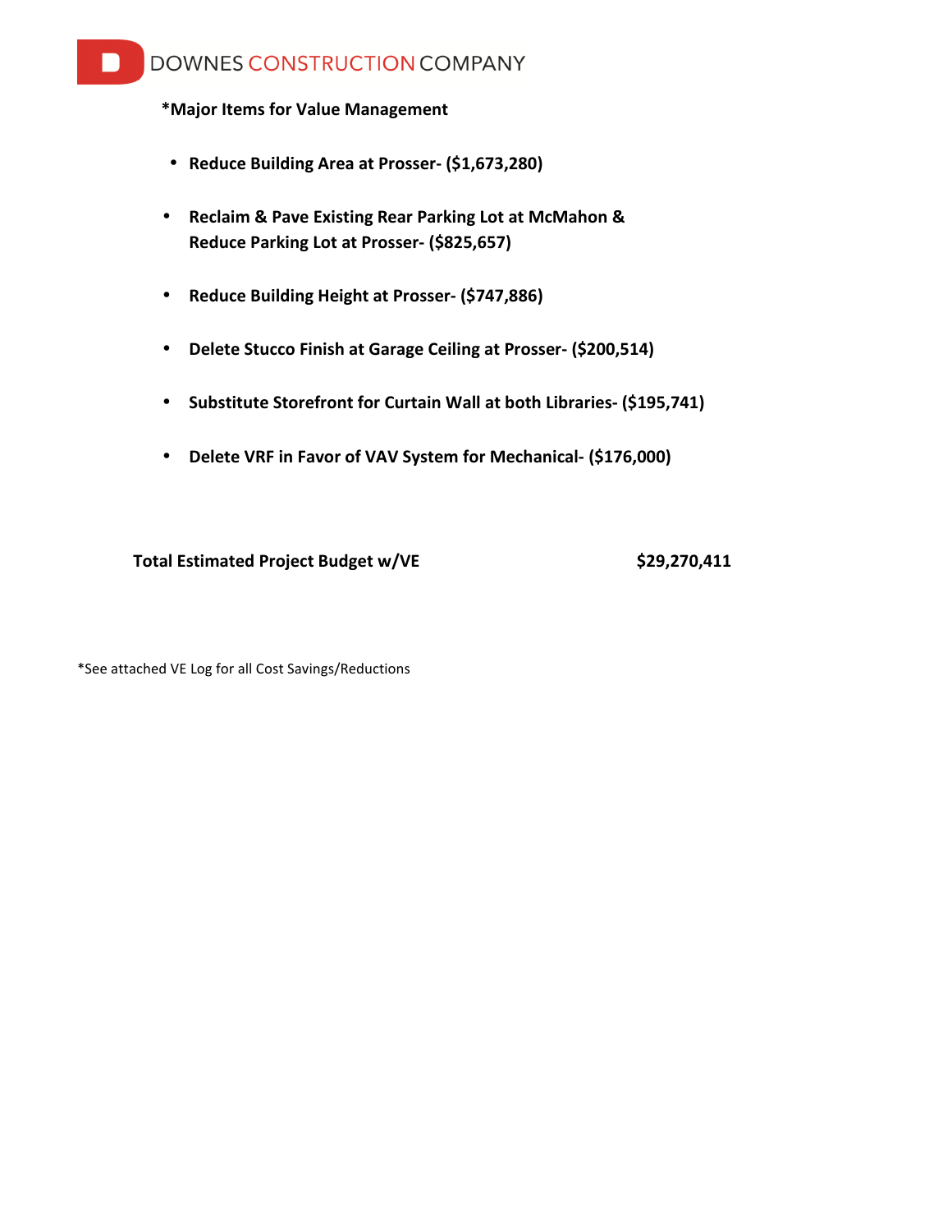DOWNES CONSTRUCTION COMPANY

**\*Major Items for Value Management**

- **Reduce Building Area at Prosser- ($1,673,280)**
- **Reclaim & Pave Existing Rear Parking Lot at McMahon & Reduce Parking Lot at Prosser- ($825,657)**
- **Reduce Building Height at Prosser- ($747,886)**
- **Delete Stucco Finish at Garage Ceiling at Prosser- ($200,514)**
- **Substitute Storefront for Curtain Wall at both Libraries- ($195,741)**
- **Delete VRF in Favor of VAV System for Mechanical- ($176,000)**

**Total Estimated Project Budget w/VE** **$29,270,411**

*See attached VE Log for all Cost Savings/Reductions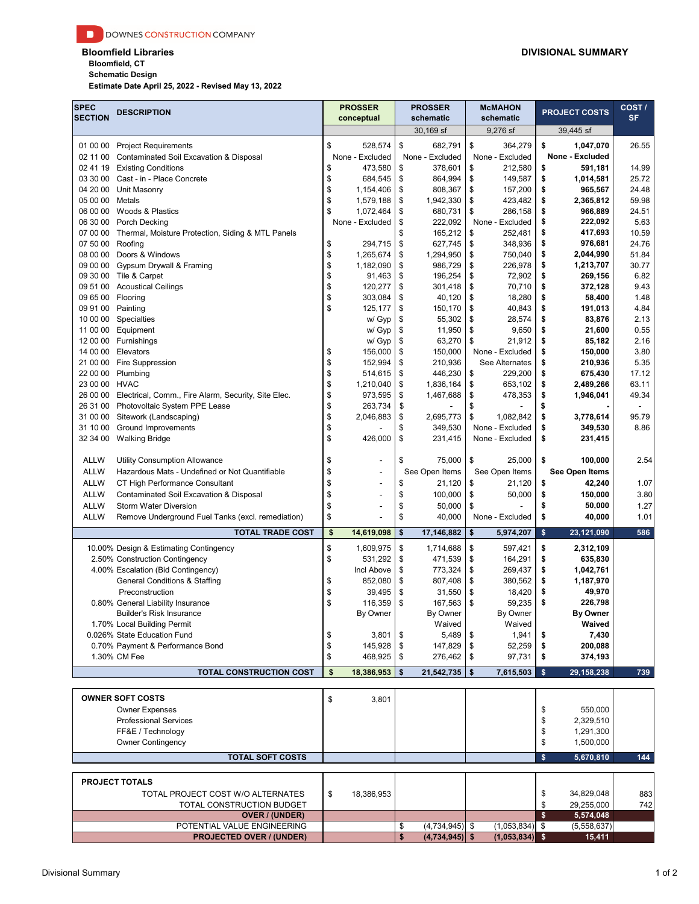DOWNES CONSTRUCTION COMPANY

**Bloomfield Libraries**
**Bloomfield, CT**
**Schematic Design**
**Estimate Date April 25, 2022 - Revised May 13, 2022**

## DIVISIONAL SUMMARY

| SPEC SECTION | DESCRIPTION | PROSSER conceptual | PROSSER schematic | McMAHON schematic | PROJECT COSTS | COST / SF |
|---|---|---|---|---|---|---|
| | | | 30,169 sf | 9,276 sf | 39,445 sf | |
| 01 00 00 | Project Requirements | $ 528,574 | $ 682,791 | $ 364,279 | **$ 1,047,070** | 26.55 |
| 02 11 00 | Contaminated Soil Excavation & Disposal | None - Excluded | None - Excluded | None - Excluded | **None - Excluded** | |
| 02 41 19 | Existing Conditions | $ 473,580 | $ 378,601 | $ 212,580 | **$ 591,181** | 14.99 |
| 03 30 00 | Cast - in - Place Concrete | $ 684,545 | $ 864,994 | $ 149,587 | **$ 1,014,581** | 25.72 |
| 04 20 00 | Unit Masonry | $ 1,154,406 | $ 808,367 | $ 157,200 | **$ 965,567** | 24.48 |
| 05 00 00 | Metals | $ 1,579,188 | $ 1,942,330 | $ 423,482 | **$ 2,365,812** | 59.98 |
| 06 00 00 | Woods & Plastics | $ 1,072,464 | $ 680,731 | $ 286,158 | **$ 966,889** | 24.51 |
| 06 30 00 | Porch Decking | None - Excluded | $ 222,092 | None - Excluded | **$ 222,092** | 5.63 |
| 07 00 00 | Thermal, Moisture Protection, Siding & MTL Panels | | $ 165,212 | $ 252,481 | **$ 417,693** | 10.59 |
| 07 50 00 | Roofing | $ 294,715 | $ 627,745 | $ 348,936 | **$ 976,681** | 24.76 |
| 08 00 00 | Doors & Windows | $ 1,265,674 | $ 1,294,950 | $ 750,040 | **$ 2,044,990** | 51.84 |
| 09 00 00 | Gypsum Drywall & Framing | $ 1,182,090 | $ 986,729 | $ 226,978 | **$ 1,213,707** | 30.77 |
| 09 30 00 | Tile & Carpet | $ 91,463 | $ 196,254 | $ 72,902 | **$ 269,156** | 6.82 |
| 09 51 00 | Acoustical Ceilings | $ 120,277 | $ 301,418 | $ 70,710 | **$ 372,128** | 9.43 |
| 09 65 00 | Flooring | $ 303,084 | $ 40,120 | $ 18,280 | **$ 58,400** | 1.48 |
| 09 91 00 | Painting | $ 125,177 | $ 150,170 | $ 40,843 | **$ 191,013** | 4.84 |
| 10 00 00 | Specialties | w/ Gyp | $ 55,302 | $ 28,574 | **$ 83,876** | 2.13 |
| 11 00 00 | Equipment | w/ Gyp | $ 11,950 | $ 9,650 | **$ 21,600** | 0.55 |
| 12 00 00 | Furnishings | w/ Gyp | $ 63,270 | $ 21,912 | **$ 85,182** | 2.16 |
| 14 00 00 | Elevators | $ 156,000 | $ 150,000 | None - Excluded | **$ 150,000** | 3.80 |
| 21 00 00 | Fire Suppression | $ 152,994 | $ 210,936 | See Alternates | **$ 210,936** | 5.35 |
| 22 00 00 | Plumbing | $ 514,615 | $ 446,230 | $ 229,200 | **$ 675,430** | 17.12 |
| 23 00 00 | HVAC | $ 1,210,040 | $ 1,836,164 | $ 653,102 | **$ 2,489,266** | 63.11 |
| 26 00 00 | Electrical, Comm., Fire Alarm, Security, Site Elec. | $ 973,595 | $ 1,467,688 | $ 478,353 | **$ 1,946,041** | 49.34 |
| 26 31 00 | Photovoltaic System PPE Lease | $ 263,734 | $ - | $ - | **$ -** | - |
| 31 00 00 | Sitework (Landscaping) | $ 2,046,883 | $ 2,695,773 | $ 1,082,842 | **$ 3,778,614** | 95.79 |
| 31 10 00 | Ground Improvements | $ - | $ 349,530 | None - Excluded | **$ 349,530** | 8.86 |
| 32 34 00 | Walking Bridge | $ 426,000 | $ 231,415 | None - Excluded | **$ 231,415** | |
| | | | | | | |
| ALLW | Utility Consumption Allowance | $ - | $ 75,000 | $ 25,000 | **$ 100,000** | 2.54 |
| ALLW | Hazardous Mats - Undefined or Not Quantifiable | $ - | See Open Items | See Open Items | **See Open Items** | |
| ALLW | CT High Performance Consultant | $ - | $ 21,120 | $ 21,120 | **$ 42,240** | 1.07 |
| ALLW | Contaminated Soil Excavation & Disposal | $ - | $ 100,000 | $ 50,000 | **$ 150,000** | 3.80 |
| ALLW | Storm Water Diversion | $ - | $ 50,000 | $ - | **$ 50,000** | 1.27 |
| ALLW | Remove Underground Fuel Tanks (excl. remediation) | $ - | $ 40,000 | None - Excluded | **$ 40,000** | 1.01 |
| | **TOTAL TRADE COST** | **$ 14,619,098** | **$ 17,146,882** | **$ 5,974,207** | **$ 23,121,090** | **586** |
| 10.00% | Design & Estimating Contingency | $ 1,609,975 | $ 1,714,688 | $ 597,421 | **$ 2,312,109** | |
| 2.50% | Construction Contingency | $ 531,292 | $ 471,539 | $ 164,291 | **$ 635,830** | |
| 4.00% | Escalation (Bid Contingency) | Incl Above | $ 773,324 | $ 269,437 | **$ 1,042,761** | |
| | General Conditions & Staffing | $ 852,080 | $ 807,408 | $ 380,562 | **$ 1,187,970** | |
| | Preconstruction | $ 39,495 | $ 31,550 | $ 18,420 | **$ 49,970** | |
| 0.80% | General Liability Insurance | $ 116,359 | $ 167,563 | $ 59,235 | **$ 226,798** | |
| | Builder's Risk Insurance | By Owner | By Owner | By Owner | **By Owner** | |
| 1.70% | Local Building Permit | | Waived | Waived | **Waived** | |
| 0.026% | State Education Fund | $ 3,801 | $ 5,489 | $ 1,941 | **$ 7,430** | |
| 0.70% | Payment & Performance Bond | $ 145,928 | $ 147,829 | $ 52,259 | **$ 200,088** | |
| 1.30% | CM Fee | $ 468,925 | $ 276,462 | $ 97,731 | **$ 374,193** | |
| | **TOTAL CONSTRUCTION COST** | **$ 18,386,953** | **$ 21,542,735** | **$ 7,615,503** | **$ 29,158,238** | **739** |

| OWNER SOFT COSTS | | | | | |
|---|---|---|---|---|---|
| | $ 3,801 | | | | |
| Owner Expenses | | | | $ 550,000 | |
| Professional Services | | | | $ 2,329,510 | |
| FF&E / Technology | | | | $ 1,291,300 | |
| Owner Contingency | | | | $ 1,500,000 | |
| **TOTAL SOFT COSTS** | | | | **$ 5,670,810** | **144** |

| PROJECT TOTALS | | | | | |
|---|---|---|---|---|---|
| TOTAL PROJECT COST W/O ALTERNATES | $ 18,386,953 | | | $ 34,829,048 | 883 |
| TOTAL CONSTRUCTION BUDGET | | | | $ 29,255,000 | 742 |
| **OVER / (UNDER)** | | | | **$ 5,574,048** | |
| POTENTIAL VALUE ENGINEERING | | $ (4,734,945) | $ (1,053,834) | $ (5,558,637) | |
| **PROJECTED OVER / (UNDER)** | | **$ (4,734,945)** | **$ (1,053,834)** | **$ 15,411** | |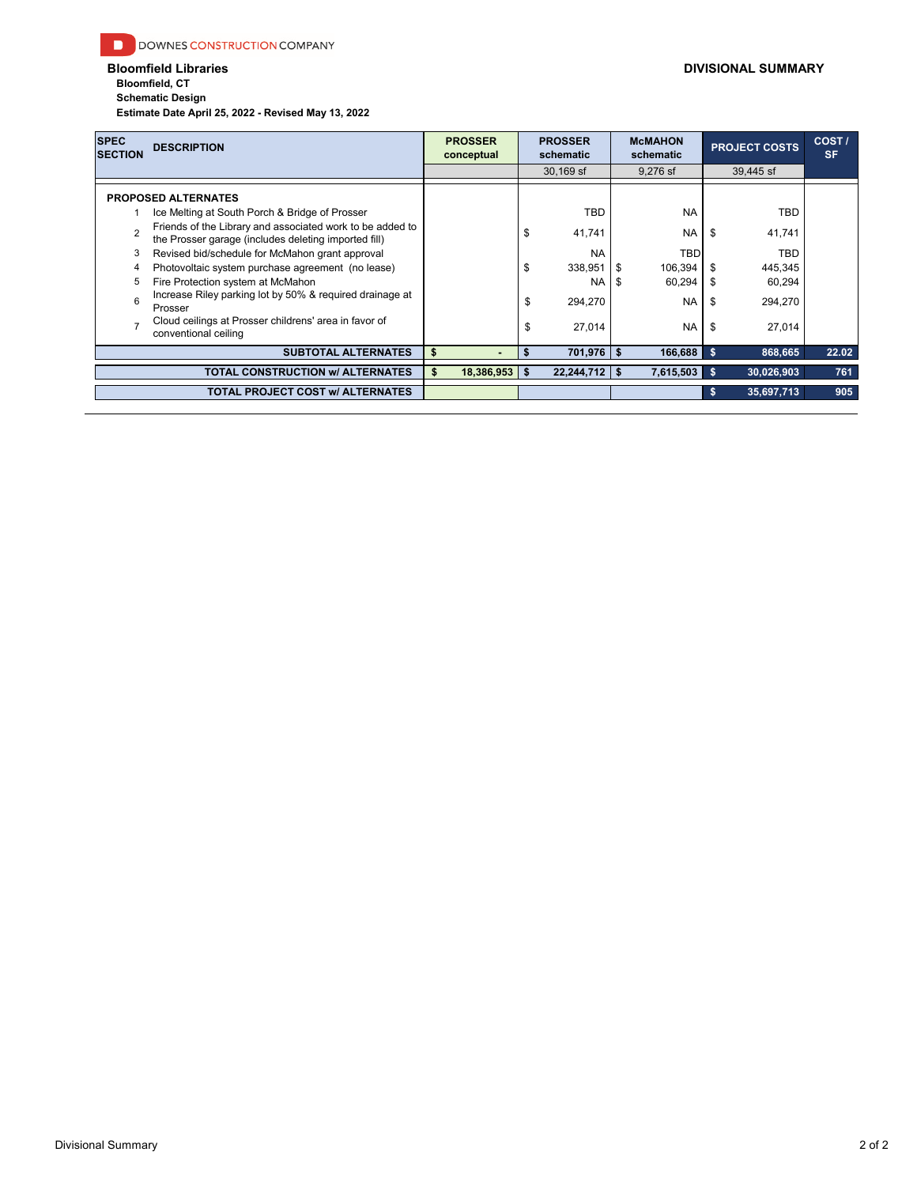DOWNES CONSTRUCTION COMPANY

**Bloomfield Libraries**
**Bloomfield, CT**
**Schematic Design**
**Estimate Date April 25, 2022 - Revised May 13, 2022**

**DIVISIONAL SUMMARY**

| SPEC SECTION | DESCRIPTION | PROSSER conceptual | PROSSER schematic | McMAHON schematic | PROJECT COSTS | COST / SF |
|---|---|---|---|---|---|---|
| | | | 30,169 sf | 9,276 sf | 39,445 sf | |
| | **PROPOSED ALTERNATES** | | | | | |
| 1 | Ice Melting at South Porch & Bridge of Prosser | | TBD | NA | TBD | |
| 2 | Friends of the Library and associated work to be added to the Prosser garage (includes deleting imported fill) | | $ 41,741 | NA | $ 41,741 | |
| 3 | Revised bid/schedule for McMahon grant approval | | NA | TBD | TBD | |
| 4 | Photovoltaic system purchase agreement (no lease) | | $ 338,951 | $ 106,394 | $ 445,345 | |
| 5 | Fire Protection system at McMahon | | NA | $ 60,294 | $ 60,294 | |
| 6 | Increase Riley parking lot by 50% & required drainage at Prosser | | $ 294,270 | NA | $ 294,270 | |
| 7 | Cloud ceilings at Prosser childrens' area in favor of conventional ceiling | | $ 27,014 | NA | $ 27,014 | |
| | **SUBTOTAL ALTERNATES** | **$ -** | **$ 701,976** | **$ 166,688** | **$ 868,665** | **22.02** |
| | **TOTAL CONSTRUCTION w/ ALTERNATES** | **$ 18,386,953** | **$ 22,244,712** | **$ 7,615,503** | **$ 30,026,903** | **761** |
| | **TOTAL PROJECT COST w/ ALTERNATES** | | | | **$ 35,697,713** | **905** |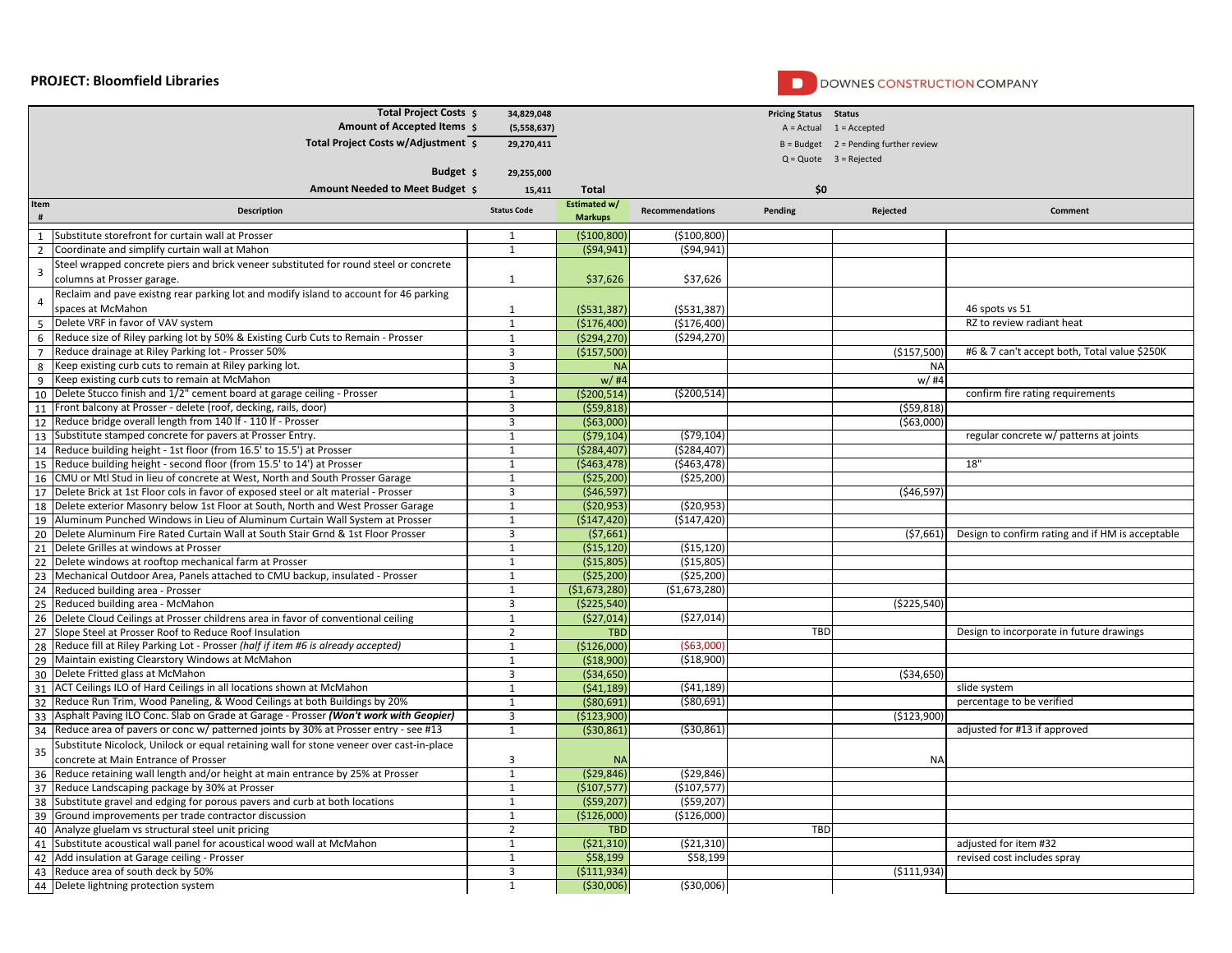**PROJECT: Bloomfield Libraries**

DOWNES CONSTRUCTION COMPANY

| | |
|---|---|
| Total Project Costs $ | 34,829,048 |
| Amount of Accepted Items $ | (5,558,637) |
| Total Project Costs w/Adjustment $ | 29,270,411 |
| Budget $ | 29,255,000 |
| Amount Needed to Meet Budget $ | 15,411 |

| Pricing Status | Status |
|---|---|
| A = Actual | 1 = Accepted |
| B = Budget | 2 = Pending further review |
| Q = Quote | 3 = Rejected |

Total: $0

| Item # | Description | Status Code | Estimated w/ Markups | Recommendations | Pending | Rejected | Comment |
|---|---|---|---|---|---|---|---|
| 1 | Substitute storefront for curtain wall at Prosser | 1 | ($100,800) | ($100,800) | | | |
| 2 | Coordinate and simplify curtain wall at Mahon | 1 | ($94,941) | ($94,941) | | | |
| 3 | Steel wrapped concrete piers and brick veneer substituted for round steel or concrete columns at Prosser garage. | 1 | $37,626 | $37,626 | | | |
| 4 | Reclaim and pave existng rear parking lot and modify island to account for 46 parking spaces at McMahon | 1 | ($531,387) | ($531,387) | | | 46 spots vs 51 |
| 5 | Delete VRF in favor of VAV system | 1 | ($176,400) | ($176,400) | | | RZ to review radiant heat |
| 6 | Reduce size of Riley parking lot by 50% & Existing Curb Cuts to Remain - Prosser | 1 | ($294,270) | ($294,270) | | | |
| 7 | Reduce drainage at Riley Parking lot - Prosser 50% | 3 | ($157,500) | | | ($157,500) | #6 & 7 can't accept both, Total value $250K |
| 8 | Keep existing curb cuts to remain at Riley parking lot. | 3 | NA | | | NA | |
| 9 | Keep existing curb cuts to remain at McMahon | 3 | w/ #4 | | | w/ #4 | |
| 10 | Delete Stucco finish and 1/2" cement board at garage ceiling - Prosser | 1 | ($200,514) | ($200,514) | | | confirm fire rating requirements |
| 11 | Front balcony at Prosser - delete (roof, decking, rails, door) | 3 | ($59,818) | | | ($59,818) | |
| 12 | Reduce bridge overall length from 140 lf - 110 lf - Prosser | 3 | ($63,000) | | | ($63,000) | |
| 13 | Substitute stamped concrete for pavers at Prosser Entry. | 1 | ($79,104) | ($79,104) | | | regular concrete w/ patterns at joints |
| 14 | Reduce building height - 1st floor (from 16.5' to 15.5') at Prosser | 1 | ($284,407) | ($284,407) | | | |
| 15 | Reduce building height - second floor (from 15.5' to 14') at Prosser | 1 | ($463,478) | ($463,478) | | | 18" |
| 16 | CMU or Mtl Stud in lieu of concrete at West, North and South Prosser Garage | 1 | ($25,200) | ($25,200) | | | |
| 17 | Delete Brick at 1st Floor cols in favor of exposed steel or alt material - Prosser | 3 | ($46,597) | | | ($46,597) | |
| 18 | Delete exterior Masonry below 1st Floor at South, North and West Prosser Garage | 1 | ($20,953) | ($20,953) | | | |
| 19 | Aluminum Punched Windows in Lieu of Aluminum Curtain Wall System at Prosser | 1 | ($147,420) | ($147,420) | | | |
| 20 | Delete Aluminum Fire Rated Curtain Wall at South Stair Grnd & 1st Floor Prosser | 3 | ($7,661) | | | ($7,661) | Design to confirm rating and if HM is acceptable |
| 21 | Delete Grilles at windows at Prosser | 1 | ($15,120) | ($15,120) | | | |
| 22 | Delete windows at rooftop mechanical farm at Prosser | 1 | ($15,805) | ($15,805) | | | |
| 23 | Mechanical Outdoor Area, Panels attached to CMU backup, insulated - Prosser | 1 | ($25,200) | ($25,200) | | | |
| 24 | Reduced building area - Prosser | 1 | ($1,673,280) | ($1,673,280) | | | |
| 25 | Reduced building area - McMahon | 3 | ($225,540) | | | ($225,540) | |
| 26 | Delete Cloud Ceilings at Prosser childrens area in favor of conventional ceiling | 1 | ($27,014) | ($27,014) | | | |
| 27 | Slope Steel at Prosser Roof to Reduce Roof Insulation | 2 | TBD | | TBD | | Design to incorporate in future drawings |
| 28 | Reduce fill at Riley Parking Lot - Prosser *(half if item #6 is already accepted)* | 1 | ($126,000) | ($63,000) | | | |
| 29 | Maintain existing Clearstory Windows at McMahon | 1 | ($18,900) | ($18,900) | | | |
| 30 | Delete Fritted glass at McMahon | 3 | ($34,650) | | | ($34,650) | |
| 31 | ACT Ceilings ILO of Hard Ceilings in all locations shown at McMahon | 1 | ($41,189) | ($41,189) | | | slide system |
| 32 | Reduce Run Trim, Wood Paneling, & Wood Ceilings at both Buildings by 20% | 1 | ($80,691) | ($80,691) | | | percentage to be verified |
| 33 | Asphalt Paving ILO Conc. Slab on Grade at Garage - Prosser ***(Won't work with Geopier)*** | 3 | ($123,900) | | | ($123,900) | |
| 34 | Reduce area of pavers or conc w/ patterned joints by 30% at Prosser entry - see #13 | 1 | ($30,861) | ($30,861) | | | adjusted for #13 if approved |
| 35 | Substitute Nicolock, Unilock or equal retaining wall for stone veneer over cast-in-place concrete at Main Entrance of Prosser | 3 | NA | | | NA | |
| 36 | Reduce retaining wall length and/or height at main entrance by 25% at Prosser | 1 | ($29,846) | ($29,846) | | | |
| 37 | Reduce Landscaping package by 30% at Prosser | 1 | ($107,577) | ($107,577) | | | |
| 38 | Substitute gravel and edging for porous pavers and curb at both locations | 1 | ($59,207) | ($59,207) | | | |
| 39 | Ground improvements per trade contractor discussion | 1 | ($126,000) | ($126,000) | | | |
| 40 | Analyze gluelam vs structural steel unit pricing | 2 | TBD | | TBD | | |
| 41 | Substitute acoustical wall panel for acoustical wood wall at McMahon | 1 | ($21,310) | ($21,310) | | | adjusted for item #32 |
| 42 | Add insulation at Garage ceiling - Prosser | 1 | $58,199 | $58,199 | | | revised cost includes spray |
| 43 | Reduce area of south deck by 50% | 3 | ($111,934) | | | ($111,934) | |
| 44 | Delete lightning protection system | 1 | ($30,006) | ($30,006) | | | |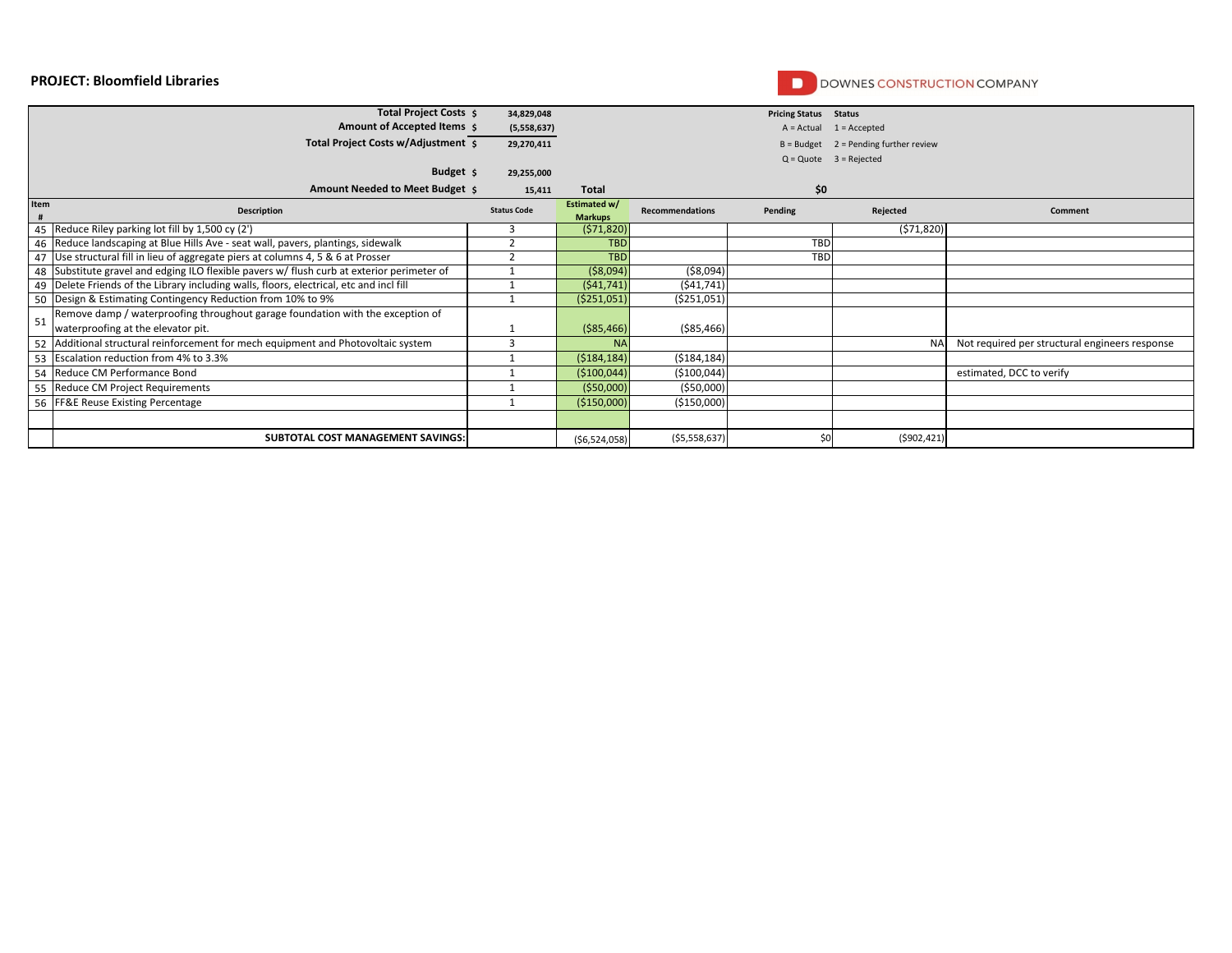**PROJECT: Bloomfield Libraries**

DOWNES CONSTRUCTION COMPANY

| | |
|---|---|
| Total Project Costs $ | 34,829,048 |
| Amount of Accepted Items $ | (5,558,637) |
| Total Project Costs w/Adjustment $ | 29,270,411 |
| Budget $ | 29,255,000 |
| Amount Needed to Meet Budget $ | 15,411 |

| Pricing Status | Status |
|---|---|
| A = Actual | 1 = Accepted |
| B = Budget | 2 = Pending further review |
| Q = Quote | 3 = Rejected |

| Item # | Description | Status Code | Estimated w/ Markups | Recommendations | Pending | Rejected | Comment |
|---|---|---|---|---|---|---|---|
| | | | Total | | $0 | | |
| 45 | Reduce Riley parking lot fill by 1,500 cy (2') | 3 | ($71,820) | | | ($71,820) | |
| 46 | Reduce landscaping at Blue Hills Ave - seat wall, pavers, plantings, sidewalk | 2 | TBD | | TBD | | |
| 47 | Use structural fill in lieu of aggregate piers at columns 4, 5 & 6 at Prosser | 2 | TBD | | TBD | | |
| 48 | Substitute gravel and edging ILO flexible pavers w/ flush curb at exterior perimeter of | 1 | ($8,094) | ($8,094) | | | |
| 49 | Delete Friends of the Library including walls, floors, electrical, etc and incl fill | 1 | ($41,741) | ($41,741) | | | |
| 50 | Design & Estimating Contingency Reduction from 10% to 9% | 1 | ($251,051) | ($251,051) | | | |
| 51 | Remove damp / waterproofing throughout garage foundation with the exception of waterproofing at the elevator pit. | 1 | ($85,466) | ($85,466) | | | |
| 52 | Additional structural reinforcement for mech equipment and Photovoltaic system | 3 | NA | | | NA | Not required per structural engineers response |
| 53 | Escalation reduction from 4% to 3.3% | 1 | ($184,184) | ($184,184) | | | |
| 54 | Reduce CM Performance Bond | 1 | ($100,044) | ($100,044) | | | estimated, DCC to verify |
| 55 | Reduce CM Project Requirements | 1 | ($50,000) | ($50,000) | | | |
| 56 | FF&E Reuse Existing Percentage | 1 | ($150,000) | ($150,000) | | | |
| | | | | | | | |
| | **SUBTOTAL COST MANAGEMENT SAVINGS:** | | ($6,524,058) | ($5,558,637) | $0 | ($902,421) | |